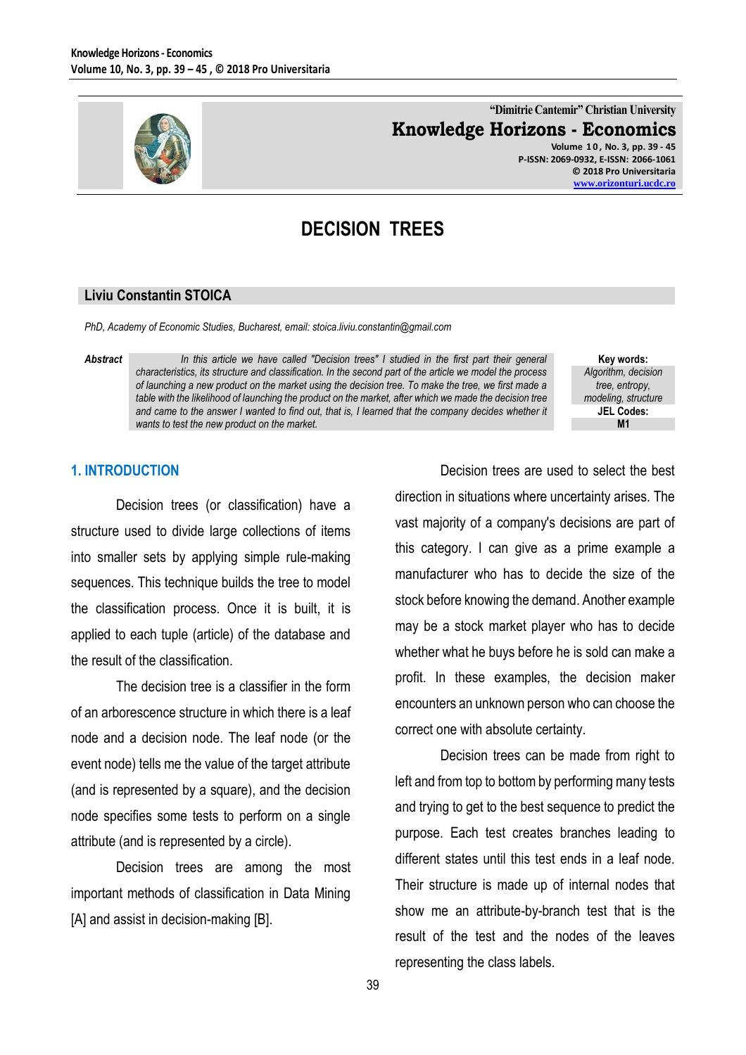# DECISION TREES

## Liviu Constantin STOICA

*PhD, Academy of Economic Studies, Bucharest, email: stoica.liviu.constantin@gmail.com*

***Abstract*** *In this article we have called "Decision trees" I studied in the first part their general characteristics, its structure and classification. In the second part of the article we model the process of launching a new product on the market using the decision tree. To make the tree, we first made a table with the likelihood of launching the product on the market, after which we made the decision tree and came to the answer I wanted to find out, that is, I learned that the company decides whether it wants to test the new product on the market.*

**Key words:** *Algorithm, decision tree, entropy, modeling, structure*

**JEL Codes:** M1

## 1. INTRODUCTION

Decision trees (or classification) have a structure used to divide large collections of items into smaller sets by applying simple rule-making sequences. This technique builds the tree to model the classification process. Once it is built, it is applied to each tuple (article) of the database and the result of the classification.

The decision tree is a classifier in the form of an arborescence structure in which there is a leaf node and a decision node. The leaf node (or the event node) tells me the value of the target attribute (and is represented by a square), and the decision node specifies some tests to perform on a single attribute (and is represented by a circle).

Decision trees are among the most important methods of classification in Data Mining [A] and assist in decision-making [B].

Decision trees are used to select the best direction in situations where uncertainty arises. The vast majority of a company's decisions are part of this category. I can give as a prime example a manufacturer who has to decide the size of the stock before knowing the demand. Another example may be a stock market player who has to decide whether what he buys before he is sold can make a profit. In these examples, the decision maker encounters an unknown person who can choose the correct one with absolute certainty.

Decision trees can be made from right to left and from top to bottom by performing many tests and trying to get to the best sequence to predict the purpose. Each test creates branches leading to different states until this test ends in a leaf node. Their structure is made up of internal nodes that show me an attribute-by-branch test that is the result of the test and the nodes of the leaves representing the class labels.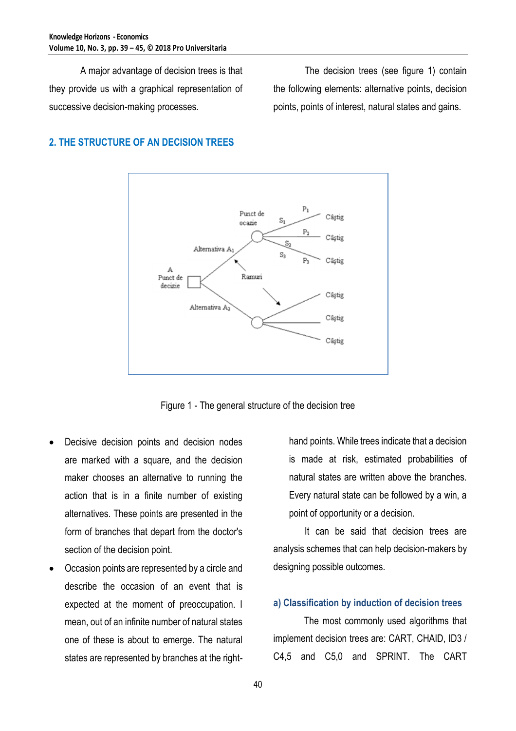A major advantage of decision trees is that they provide us with a graphical representation of successive decision-making processes.

The decision trees (see figure 1) contain the following elements: alternative points, decision points, points of interest, natural states and gains.

## 2. THE STRUCTURE OF AN DECISION TREES

Figure 1 - The general structure of the decision tree

- Decisive decision points and decision nodes are marked with a square, and the decision maker chooses an alternative to running the action that is in a finite number of existing alternatives. These points are presented in the form of branches that depart from the doctor's section of the decision point.
- Occasion points are represented by a circle and describe the occasion of an event that is expected at the moment of preoccupation. I mean, out of an infinite number of natural states one of these is about to emerge. The natural states are represented by branches at the right-hand points. While trees indicate that a decision is made at risk, estimated probabilities of natural states are written above the branches. Every natural state can be followed by a win, a point of opportunity or a decision.

It can be said that decision trees are analysis schemes that can help decision-makers by designing possible outcomes.

### a) Classification by induction of decision trees

The most commonly used algorithms that implement decision trees are: CART, CHAID, ID3 / C4,5 and C5,0 and SPRINT. The CART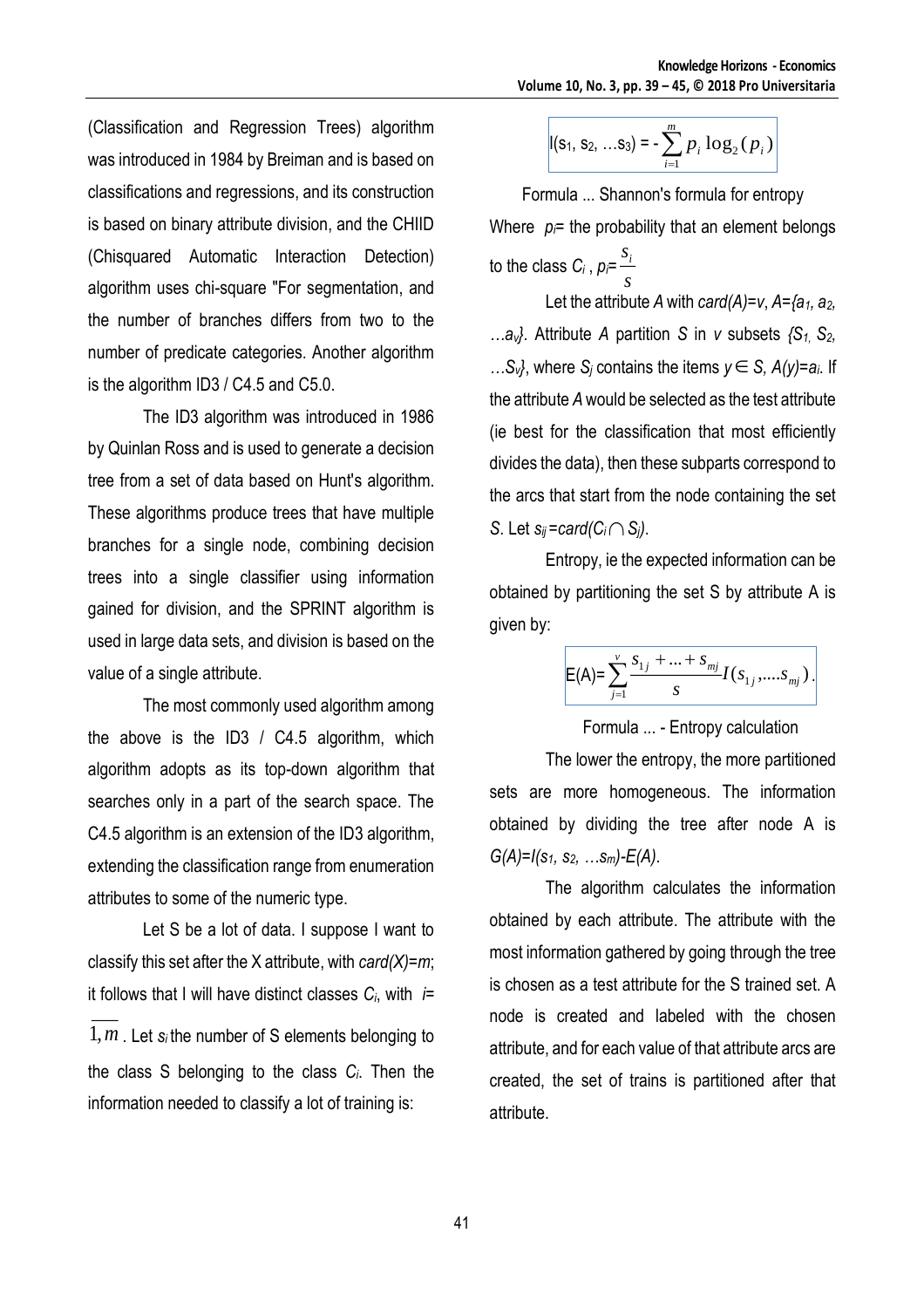(Classification and Regression Trees) algorithm was introduced in 1984 by Breiman and is based on classifications and regressions, and its construction is based on binary attribute division, and the CHIID (Chisquared Automatic Interaction Detection) algorithm uses chi-square "For segmentation, and the number of branches differs from two to the number of predicate categories. Another algorithm is the algorithm ID3 / C4.5 and C5.0.

The ID3 algorithm was introduced in 1986 by Quinlan Ross and is used to generate a decision tree from a set of data based on Hunt's algorithm. These algorithms produce trees that have multiple branches for a single node, combining decision trees into a single classifier using information gained for division, and the SPRINT algorithm is used in large data sets, and division is based on the value of a single attribute.

The most commonly used algorithm among the above is the ID3 / C4.5 algorithm, which algorithm adopts as its top-down algorithm that searches only in a part of the search space. The C4.5 algorithm is an extension of the ID3 algorithm, extending the classification range from enumeration attributes to some of the numeric type.

Let S be a lot of data. I suppose I want to classify this set after the X attribute, with $card(X)=m$; it follows that I will have distinct classes $C_i$, with $i=\overline{1,m}$. Let $s_i$ the number of S elements belonging to the class S belonging to the class $C_i$. Then the information needed to classify a lot of training is:

$$I(s_1, s_2, \ldots s_3) = -\sum_{i=1}^{m} p_i \log_2(p_i)$$

Formula ... Shannon's formula for entropy

Where $p_i$= the probability that an element belongs to the class $C_i$, $p_i=\frac{s_i}{s}$

Let the attribute $A$ with $card(A)=v$, $A=\{a_1, a_2, \ldots a_v\}$. Attribute $A$ partition $S$ in $v$ subsets $\{S_1, S_2, \ldots S_v\}$, where $S_j$ contains the items $y \in S, A(y)=a_i$. If the attribute $A$ would be selected as the test attribute (ie best for the classification that most efficiently divides the data), then these subparts correspond to the arcs that start from the node containing the set $S$. Let $s_{ij}=card(C_i \cap S_j)$.

Entropy, ie the expected information can be obtained by partitioning the set S by attribute A is given by:

$$E(A)=\sum_{j=1}^{v} \frac{s_{1j}+\ldots+s_{mj}}{s} I(s_{1j}, \ldots. s_{mj}).$$

Formula ... - Entropy calculation

The lower the entropy, the more partitioned sets are more homogeneous. The information obtained by dividing the tree after node A is $G(A)=I(s_1, s_2, \ldots s_m)-E(A)$.

The algorithm calculates the information obtained by each attribute. The attribute with the most information gathered by going through the tree is chosen as a test attribute for the S trained set. A node is created and labeled with the chosen attribute, and for each value of that attribute arcs are created, the set of trains is partitioned after that attribute.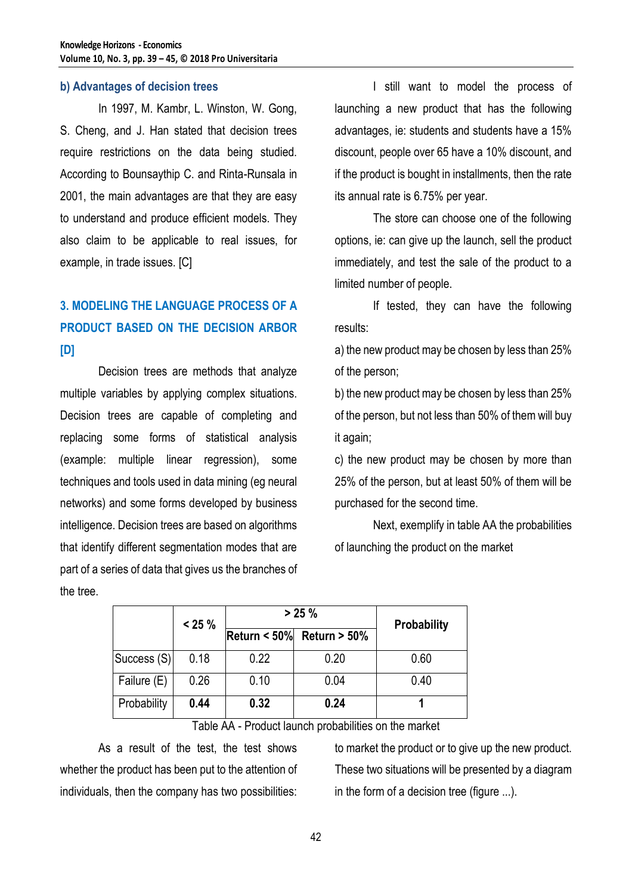### b) Advantages of decision trees

In 1997, M. Kambr, L. Winston, W. Gong, S. Cheng, and J. Han stated that decision trees require restrictions on the data being studied. According to Bounsaythip C. and Rinta-Runsala in 2001, the main advantages are that they are easy to understand and produce efficient models. They also claim to be applicable to real issues, for example, in trade issues. [C]

## 3. MODELING THE LANGUAGE PROCESS OF A PRODUCT BASED ON THE DECISION ARBOR [D]

Decision trees are methods that analyze multiple variables by applying complex situations. Decision trees are capable of completing and replacing some forms of statistical analysis (example: multiple linear regression), some techniques and tools used in data mining (eg neural networks) and some forms developed by business intelligence. Decision trees are based on algorithms that identify different segmentation modes that are part of a series of data that gives us the branches of the tree.

I still want to model the process of launching a new product that has the following advantages, ie: students and students have a 15% discount, people over 65 have a 10% discount, and if the product is bought in installments, then the rate its annual rate is 6.75% per year.

The store can choose one of the following options, ie: can give up the launch, sell the product immediately, and test the sale of the product to a limited number of people.

If tested, they can have the following results:

a) the new product may be chosen by less than 25% of the person;

b) the new product may be chosen by less than 25% of the person, but not less than 50% of them will buy it again;

c) the new product may be chosen by more than 25% of the person, but at least 50% of them will be purchased for the second time.

Next, exemplify in table AA the probabilities of launching the product on the market

|  | < 25 % | > 25 % |  | Probability |
|---|---|---|---|---|
|  |  | Return < 50% | Return > 50% |  |
| Success (S) | 0.18 | 0.22 | 0.20 | 0.60 |
| Failure (E) | 0.26 | 0.10 | 0.04 | 0.40 |
| Probability | **0.44** | **0.32** | **0.24** | **1** |

Table AA - Product launch probabilities on the market

As a result of the test, the test shows whether the product has been put to the attention of individuals, then the company has two possibilities: to market the product or to give up the new product. These two situations will be presented by a diagram in the form of a decision tree (figure ...).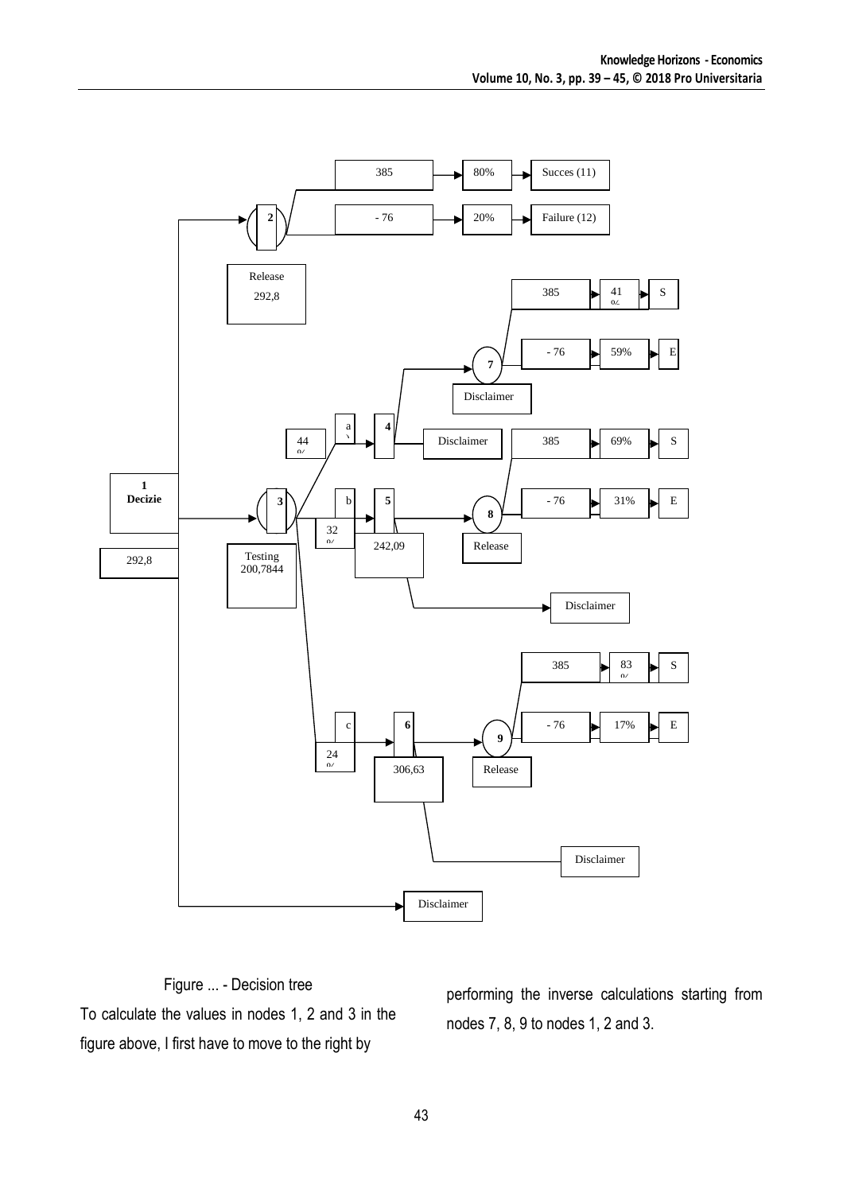Figure ... - Decision tree

To calculate the values in nodes 1, 2 and 3 in the figure above, I first have to move to the right by performing the inverse calculations starting from nodes 7, 8, 9 to nodes 1, 2 and 3.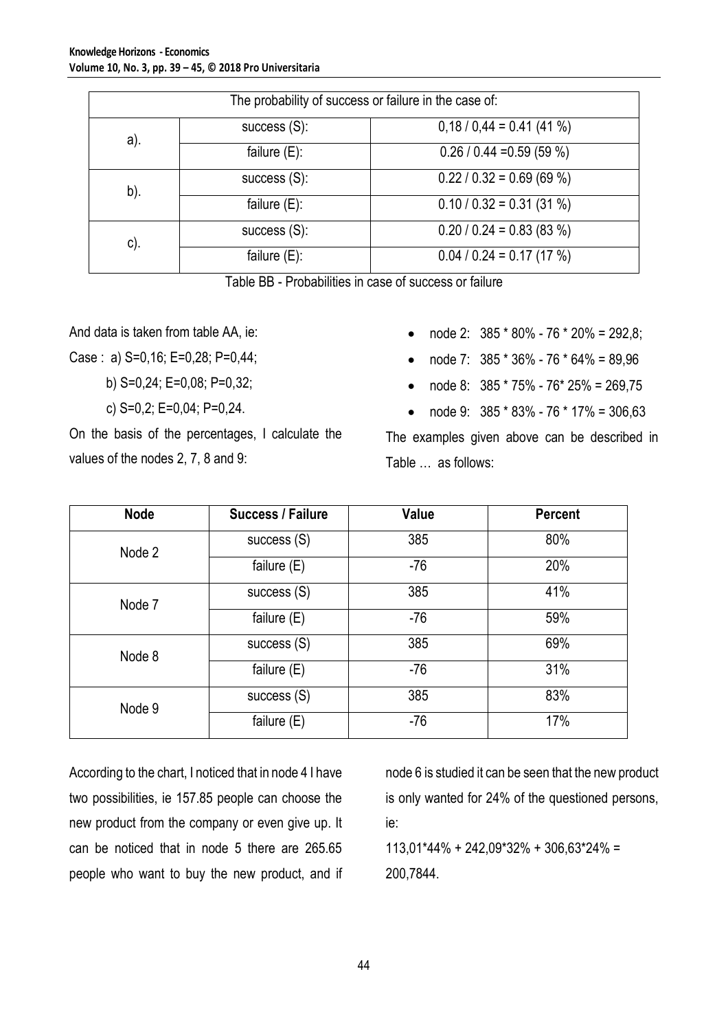| The probability of success or failure in the case of: | | |
|---|---|---|
| a). | success (S): | 0,18 / 0,44 = 0.41 (41 %) |
| | failure (E): | 0.26 / 0.44 =0.59 (59 %) |
| b). | success (S): | 0.22 / 0.32 = 0.69 (69 %) |
| | failure (E): | 0.10 / 0.32 = 0.31 (31 %) |
| c). | success (S): | 0.20 / 0.24 = 0.83 (83 %) |
| | failure (E): | 0.04 / 0.24 = 0.17 (17 %) |

Table BB - Probabilities in case of success or failure

And data is taken from table AA, ie:

Case : a) S=0,16; E=0,28; P=0,44;

b) S=0,24; E=0,08; P=0,32;

c) S=0,2; E=0,04; P=0,24.

On the basis of the percentages, I calculate the values of the nodes 2, 7, 8 and 9:

- node 2: 385 * 80% - 76 * 20% = 292,8;
- node 7: 385 * 36% - 76 * 64% = 89,96
- node 8: 385 * 75% - 76* 25% = 269,75
- node 9: 385 * 83% - 76 * 17% = 306,63

The examples given above can be described in Table … as follows:

| Node | Success / Failure | Value | Percent |
|---|---|---|---|
| Node 2 | success (S) | 385 | 80% |
| | failure (E) | -76 | 20% |
| Node 7 | success (S) | 385 | 41% |
| | failure (E) | -76 | 59% |
| Node 8 | success (S) | 385 | 69% |
| | failure (E) | -76 | 31% |
| Node 9 | success (S) | 385 | 83% |
| | failure (E) | -76 | 17% |

According to the chart, I noticed that in node 4 I have two possibilities, ie 157.85 people can choose the new product from the company or even give up. It can be noticed that in node 5 there are 265.65 people who want to buy the new product, and if node 6 is studied it can be seen that the new product is only wanted for 24% of the questioned persons, ie:

113,01*44% + 242,09*32% + 306,63*24% = 200,7844.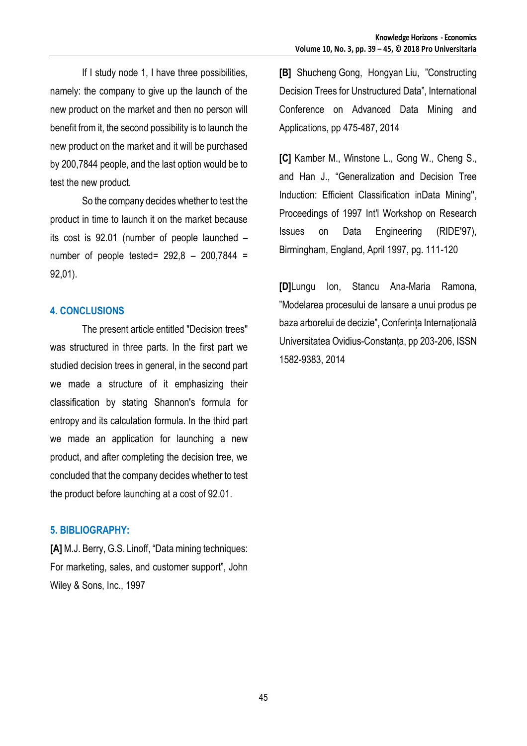If I study node 1, I have three possibilities, namely: the company to give up the launch of the new product on the market and then no person will benefit from it, the second possibility is to launch the new product on the market and it will be purchased by 200,7844 people, and the last option would be to test the new product.

So the company decides whether to test the product in time to launch it on the market because its cost is 92.01 (number of people launched – number of people tested= 292,8 – 200,7844 = 92,01).

## 4. CONCLUSIONS

The present article entitled "Decision trees" was structured in three parts. In the first part we studied decision trees in general, in the second part we made a structure of it emphasizing their classification by stating Shannon's formula for entropy and its calculation formula. In the third part we made an application for launching a new product, and after completing the decision tree, we concluded that the company decides whether to test the product before launching at a cost of 92.01.

## 5. BIBLIOGRAPHY:

**[A]** M.J. Berry, G.S. Linoff, "Data mining techniques: For marketing, sales, and customer support", John Wiley & Sons, Inc., 1997

**[B]** Shucheng Gong, Hongyan Liu, "Constructing Decision Trees for Unstructured Data", International Conference on Advanced Data Mining and Applications, pp 475-487, 2014

**[C]** Kamber M., Winstone L., Gong W., Cheng S., and Han J., "Generalization and Decision Tree Induction: Efficient Classification inData Mining'', Proceedings of 1997 Int'l Workshop on Research Issues on Data Engineering (RIDE'97), Birmingham, England, April 1997, pg. 111-120

**[D]**Lungu Ion, Stancu Ana-Maria Ramona, "Modelarea procesului de lansare a unui produs pe baza arborelui de decizie", Conferința Internațională Universitatea Ovidius-Constanța, pp 203-206, ISSN 1582-9383, 2014